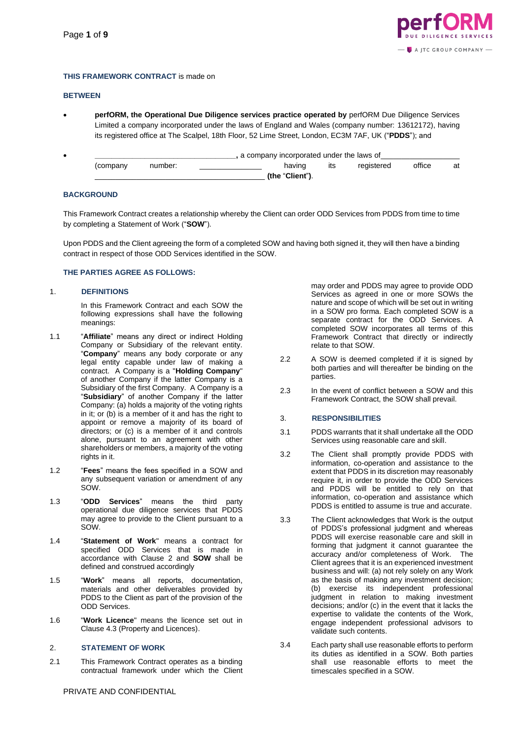**THIS FRAMEWORK CONTRACT** is made on

**BETWEEN**

- **perfORM, the Operational Due Diligence services practice operated by** perfORM Due Diligence Services Limited a company incorporated under the laws of England and Wales (company number: 13612172), having its registered office at The Scalpel, 18th Floor, 52 Lime Street, London, EC3M 7AF, UK ("**PDDS**"); and

- ______________________________, a company incorporated under the laws of ________________ (company number: ____________ having its registered office at ________________________________ **(the** "**Client**"**)**.

**BACKGROUND**

This Framework Contract creates a relationship whereby the Client can order ODD Services from PDDS from time to time by completing a Statement of Work ("**SOW**").

Upon PDDS and the Client agreeing the form of a completed SOW and having both signed it, they will then have a binding contract in respect of those ODD Services identified in the SOW.

**THE PARTIES AGREE AS FOLLOWS:**

## 1. DEFINITIONS

In this Framework Contract and each SOW the following expressions shall have the following meanings:

1.1 "**Affiliate**" means any direct or indirect Holding Company or Subsidiary of the relevant entity. "**Company**" means any body corporate or any legal entity capable under law of making a contract. A Company is a "**Holding Company**" of another Company if the latter Company is a Subsidiary of the first Company. A Company is a "**Subsidiary**" of another Company if the latter Company: (a) holds a majority of the voting rights in it; or (b) is a member of it and has the right to appoint or remove a majority of its board of directors; or (c) is a member of it and controls alone, pursuant to an agreement with other shareholders or members, a majority of the voting rights in it.

1.2 "**Fees**" means the fees specified in a SOW and any subsequent variation or amendment of any SOW.

1.3 "**ODD Services**" means the third party operational due diligence services that PDDS may agree to provide to the Client pursuant to a SOW.

1.4 "**Statement of Work**" means a contract for specified ODD Services that is made in accordance with Clause 2 and **SOW** shall be defined and construed accordingly.

1.5 "**Work**" means all reports, documentation, materials and other deliverables provided by PDDS to the Client as part of the provision of the ODD Services.

1.6 "**Work Licence**" means the licence set out in Clause 4.3 (Property and Licences).

## 2. STATEMENT OF WORK

2.1 This Framework Contract operates as a binding contractual framework under which the Client may order and PDDS may agree to provide ODD Services as agreed in one or more SOWs the nature and scope of which will be set out in writing in a SOW pro forma. Each completed SOW is a separate contract for the ODD Services. A completed SOW incorporates all terms of this Framework Contract that directly or indirectly relate to that SOW.

2.2 A SOW is deemed completed if it is signed by both parties and will thereafter be binding on the parties.

2.3 In the event of conflict between a SOW and this Framework Contract, the SOW shall prevail.

## 3. RESPONSIBILITIES

3.1 PDDS warrants that it shall undertake all the ODD Services using reasonable care and skill.

3.2 The Client shall promptly provide PDDS with information, co-operation and assistance to the extent that PDDS in its discretion may reasonably require it, in order to provide the ODD Services and PDDS will be entitled to rely on that information, co-operation and assistance which PDDS is entitled to assume is true and accurate.

3.3 The Client acknowledges that Work is the output of PDDS's professional judgment and whereas PDDS will exercise reasonable care and skill in forming that judgment it cannot guarantee the accuracy and/or completeness of Work. The Client agrees that it is an experienced investment business and will: (a) not rely solely on any Work as the basis of making any investment decision; (b) exercise its independent professional judgment in relation to making investment decisions; and/or (c) in the event that it lacks the expertise to validate the contents of the Work, engage independent professional advisors to validate such contents.

3.4 Each party shall use reasonable efforts to perform its duties as identified in a SOW. Both parties shall use reasonable efforts to meet the timescales specified in a SOW.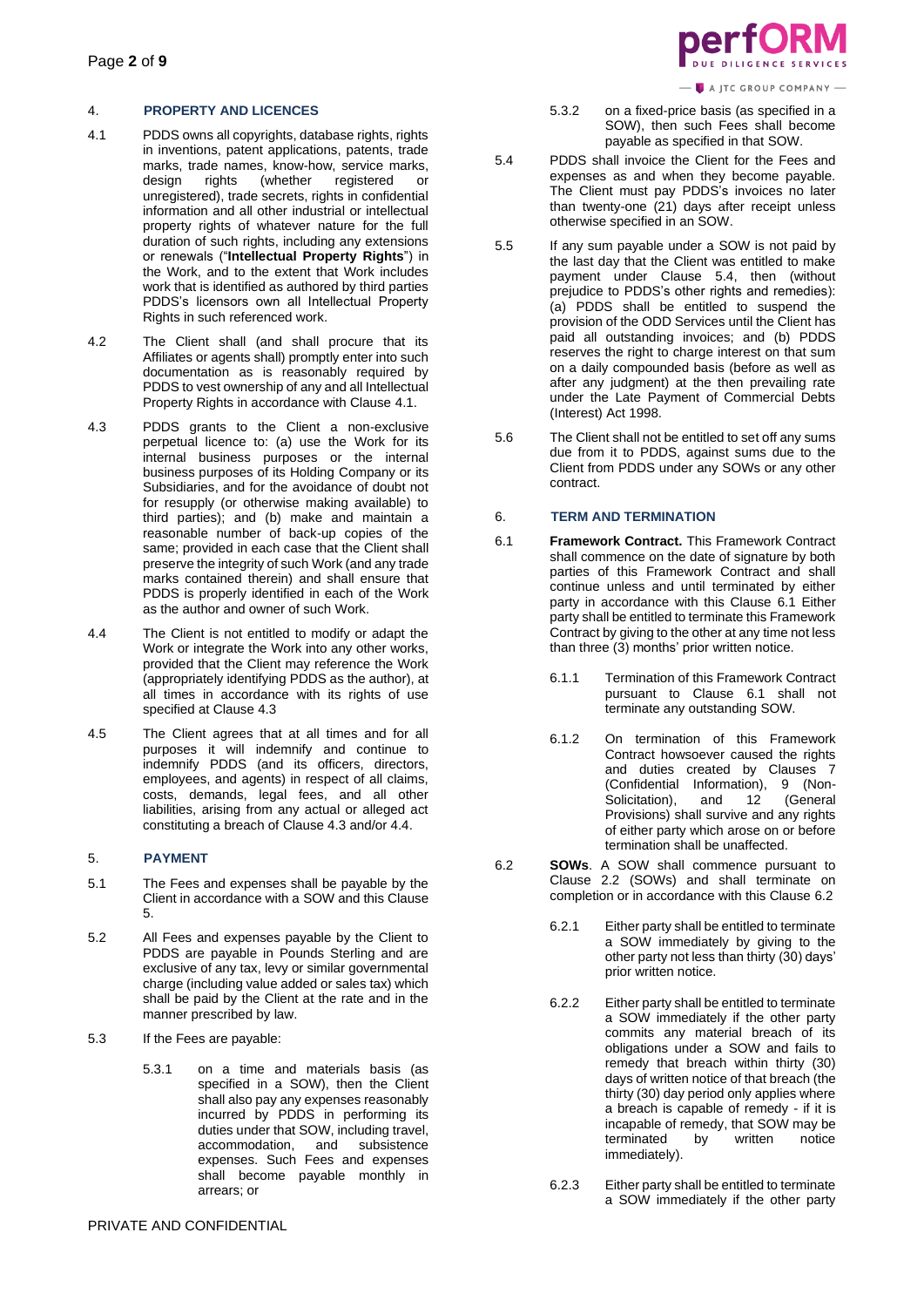## 4. PROPERTY AND LICENCES

4.1 PDDS owns all copyrights, database rights, rights in inventions, patent applications, patents, trade marks, trade names, know-how, service marks, design rights (whether registered or unregistered), trade secrets, rights in confidential information and all other industrial or intellectual property rights of whatever nature for the full duration of such rights, including any extensions or renewals ("**Intellectual Property Rights**") in the Work, and to the extent that Work includes work that is identified as authored by third parties PDDS's licensors own all Intellectual Property Rights in such referenced work.

4.2 The Client shall (and shall procure that its Affiliates or agents shall) promptly enter into such documentation as is reasonably required by PDDS to vest ownership of any and all Intellectual Property Rights in accordance with Clause 4.1.

4.3 PDDS grants to the Client a non-exclusive perpetual licence to: (a) use the Work for its internal business purposes or the internal business purposes of its Holding Company or its Subsidiaries, and for the avoidance of doubt not for resupply (or otherwise making available) to third parties); and (b) make and maintain a reasonable number of back-up copies of the same; provided in each case that the Client shall preserve the integrity of such Work (and any trade marks contained therein) and shall ensure that PDDS is properly identified in each of the Work as the author and owner of such Work.

4.4 The Client is not entitled to modify or adapt the Work or integrate the Work into any other works, provided that the Client may reference the Work (appropriately identifying PDDS as the author), at all times in accordance with its rights of use specified at Clause 4.3

4.5 The Client agrees that at all times and for all purposes it will indemnify and continue to indemnify PDDS (and its officers, directors, employees, and agents) in respect of all claims, costs, demands, legal fees, and all other liabilities, arising from any actual or alleged act constituting a breach of Clause 4.3 and/or 4.4.

## 5. PAYMENT

5.1 The Fees and expenses shall be payable by the Client in accordance with a SOW and this Clause 5.

5.2 All Fees and expenses payable by the Client to PDDS are payable in Pounds Sterling and are exclusive of any tax, levy or similar governmental charge (including value added or sales tax) which shall be paid by the Client at the rate and in the manner prescribed by law.

5.3 If the Fees are payable:

5.3.1 on a time and materials basis (as specified in a SOW), then the Client shall also pay any expenses reasonably incurred by PDDS in performing its duties under that SOW, including travel, accommodation, and subsistence expenses. Such Fees and expenses shall become payable monthly in arrears; or

5.3.2 on a fixed-price basis (as specified in a SOW), then such Fees shall become payable as specified in that SOW.

5.4 PDDS shall invoice the Client for the Fees and expenses as and when they become payable. The Client must pay PDDS's invoices no later than twenty-one (21) days after receipt unless otherwise specified in an SOW.

5.5 If any sum payable under a SOW is not paid by the last day that the Client was entitled to make payment under Clause 5.4, then (without prejudice to PDDS's other rights and remedies): (a) PDDS shall be entitled to suspend the provision of the ODD Services until the Client has paid all outstanding invoices; and (b) PDDS reserves the right to charge interest on that sum on a daily compounded basis (before as well as after any judgment) at the then prevailing rate under the Late Payment of Commercial Debts (Interest) Act 1998.

5.6 The Client shall not be entitled to set off any sums due from it to PDDS, against sums due to the Client from PDDS under any SOWs or any other contract.

## 6. TERM AND TERMINATION

6.1 **Framework Contract.** This Framework Contract shall commence on the date of signature by both parties of this Framework Contract and shall continue unless and until terminated by either party in accordance with this Clause 6.1 Either party shall be entitled to terminate this Framework Contract by giving to the other at any time not less than three (3) months' prior written notice.

6.1.1 Termination of this Framework Contract pursuant to Clause 6.1 shall not terminate any outstanding SOW.

6.1.2 On termination of this Framework Contract howsoever caused the rights and duties created by Clauses 7 (Confidential Information), 9 (Non-Solicitation), and 12 (General Provisions) shall survive and any rights of either party which arose on or before termination shall be unaffected.

6.2 **SOWs**. A SOW shall commence pursuant to Clause 2.2 (SOWs) and shall terminate on completion or in accordance with this Clause 6.2

6.2.1 Either party shall be entitled to terminate a SOW immediately by giving to the other party not less than thirty (30) days' prior written notice.

6.2.2 Either party shall be entitled to terminate a SOW immediately if the other party commits any material breach of its obligations under a SOW and fails to remedy that breach within thirty (30) days of written notice of that breach (the thirty (30) day period only applies where a breach is capable of remedy - if it is incapable of remedy, that SOW may be terminated by written notice immediately).

6.2.3 Either party shall be entitled to terminate a SOW immediately if the other party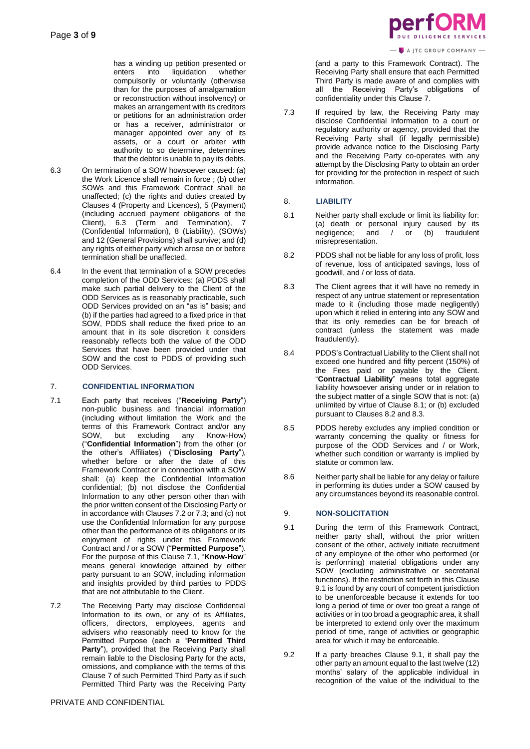has a winding up petition presented or enters into liquidation whether compulsorily or voluntarily (otherwise than for the purposes of amalgamation or reconstruction without insolvency) or makes an arrangement with its creditors or petitions for an administration order or has a receiver, administrator or manager appointed over any of its assets, or a court or arbiter with authority to so determine, determines that the debtor is unable to pay its debts.

6.3 On termination of a SOW howsoever caused: (a) the Work Licence shall remain in force ; (b) other SOWs and this Framework Contract shall be unaffected; (c) the rights and duties created by Clauses 4 (Property and Licences), 5 (Payment) (including accrued payment obligations of the Client), 6.3 (Term and Termination), 7 (Confidential Information), 8 (Liability), (SOWs) and 12 (General Provisions) shall survive; and (d) any rights of either party which arose on or before termination shall be unaffected.

6.4 In the event that termination of a SOW precedes completion of the ODD Services: (a) PDDS shall make such partial delivery to the Client of the ODD Services as is reasonably practicable, such ODD Services provided on an "as is" basis; and (b) if the parties had agreed to a fixed price in that SOW, PDDS shall reduce the fixed price to an amount that in its sole discretion it considers reasonably reflects both the value of the ODD Services that have been provided under that SOW and the cost to PDDS of providing such ODD Services.

## 7. CONFIDENTIAL INFORMATION

7.1 Each party that receives ("**Receiving Party**") non-public business and financial information (including without limitation the Work and the terms of this Framework Contract and/or any SOW, but excluding any Know-How) ("**Confidential Information**") from the other (or the other's Affiliates) ("**Disclosing Party**"), whether before or after the date of this Framework Contract or in connection with a SOW shall: (a) keep the Confidential Information confidential; (b) not disclose the Confidential Information to any other person other than with the prior written consent of the Disclosing Party or in accordance with Clauses 7.2 or 7.3; and (c) not use the Confidential Information for any purpose other than the performance of its obligations or its enjoyment of rights under this Framework Contract and / or a SOW ("**Permitted Purpose**"). For the purpose of this Clause 7.1, "**Know-How**" means general knowledge attained by either party pursuant to an SOW, including information and insights provided by third parties to PDDS that are not attributable to the Client.

7.2 The Receiving Party may disclose Confidential Information to its own, or any of its Affiliates, officers, directors, employees, agents and advisers who reasonably need to know for the Permitted Purpose (each a "**Permitted Third Party**"), provided that the Receiving Party shall remain liable to the Disclosing Party for the acts, omissions, and compliance with the terms of this Clause 7 of such Permitted Third Party as if such Permitted Third Party was the Receiving Party (and a party to this Framework Contract). The Receiving Party shall ensure that each Permitted Third Party is made aware of and complies with all the Receiving Party's obligations of confidentiality under this Clause 7.

7.3 If required by law, the Receiving Party may disclose Confidential Information to a court or regulatory authority or agency, provided that the Receiving Party shall (if legally permissible) provide advance notice to the Disclosing Party and the Receiving Party co-operates with any attempt by the Disclosing Party to obtain an order for providing for the protection in respect of such information.

## 8. LIABILITY

8.1 Neither party shall exclude or limit its liability for: (a) death or personal injury caused by its negligence; and / or (b) fraudulent misrepresentation.

8.2 PDDS shall not be liable for any loss of profit, loss of revenue, loss of anticipated savings, loss of goodwill, and / or loss of data.

8.3 The Client agrees that it will have no remedy in respect of any untrue statement or representation made to it (including those made negligently) upon which it relied in entering into any SOW and that its only remedies can be for breach of contract (unless the statement was made fraudulently).

8.4 PDDS's Contractual Liability to the Client shall not exceed one hundred and fifty percent (150%) of the Fees paid or payable by the Client. "**Contractual Liability**" means total aggregate liability howsoever arising under or in relation to the subject matter of a single SOW that is not: (a) unlimited by virtue of Clause 8.1; or (b) excluded pursuant to Clauses 8.2 and 8.3.

8.5 PDDS hereby excludes any implied condition or warranty concerning the quality or fitness for purpose of the ODD Services and / or Work, whether such condition or warranty is implied by statute or common law.

8.6 Neither party shall be liable for any delay or failure in performing its duties under a SOW caused by any circumstances beyond its reasonable control.

## 9. NON-SOLICITATION

9.1 During the term of this Framework Contract, neither party shall, without the prior written consent of the other, actively initiate recruitment of any employee of the other who performed (or is performing) material obligations under any SOW (excluding administrative or secretarial functions). If the restriction set forth in this Clause 9.1 is found by any court of competent jurisdiction to be unenforceable because it extends for too long a period of time or over too great a range of activities or in too broad a geographic area, it shall be interpreted to extend only over the maximum period of time, range of activities or geographic area for which it may be enforceable.

9.2 If a party breaches Clause 9.1, it shall pay the other party an amount equal to the last twelve (12) months' salary of the applicable individual in recognition of the value of the individual to the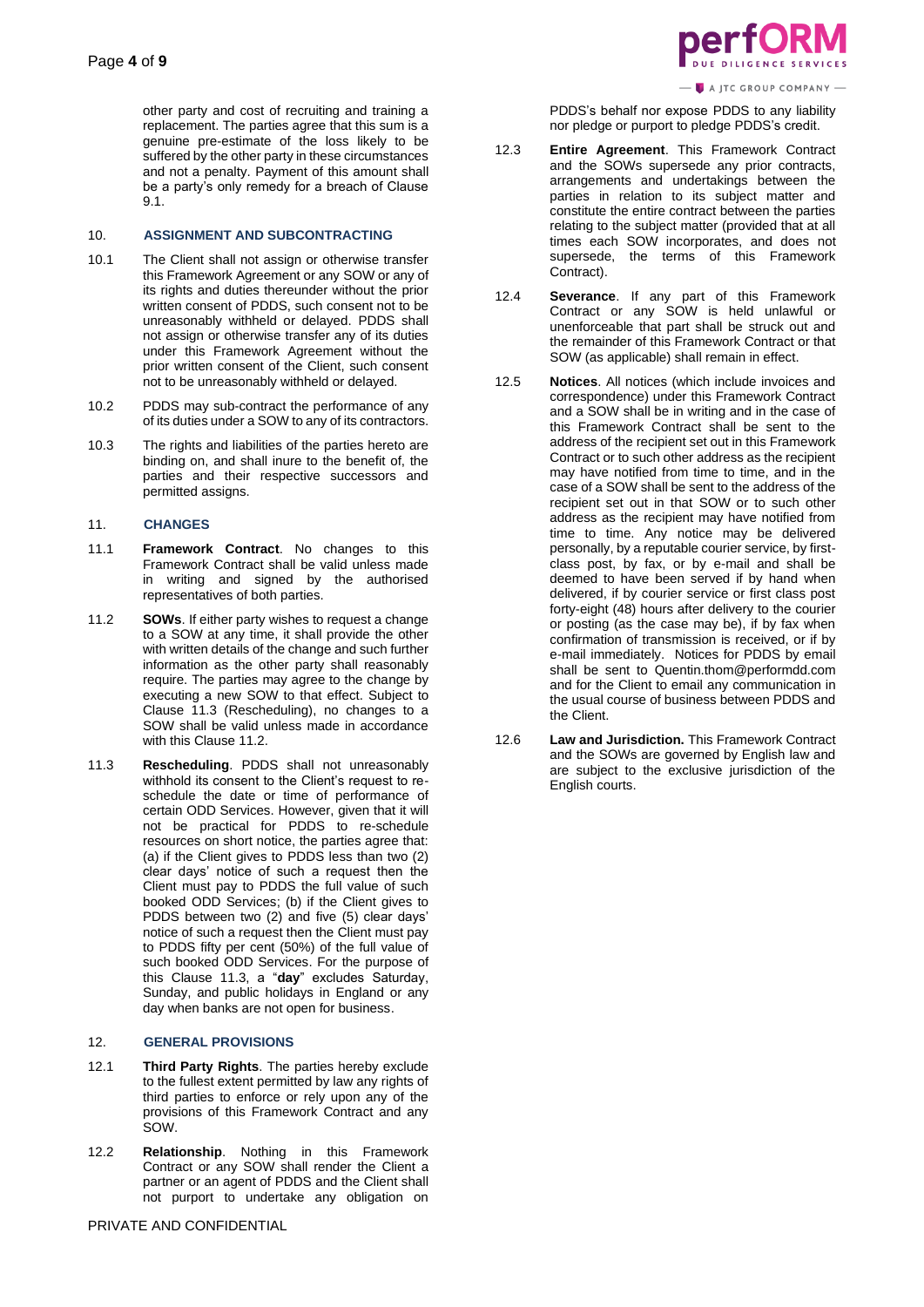other party and cost of recruiting and training a replacement. The parties agree that this sum is a genuine pre-estimate of the loss likely to be suffered by the other party in these circumstances and not a penalty. Payment of this amount shall be a party's only remedy for a breach of Clause 9.1.

## 10. ASSIGNMENT AND SUBCONTRACTING

10.1 The Client shall not assign or otherwise transfer this Framework Agreement or any SOW or any of its rights and duties thereunder without the prior written consent of PDDS, such consent not to be unreasonably withheld or delayed. PDDS shall not assign or otherwise transfer any of its duties under this Framework Agreement without the prior written consent of the Client, such consent not to be unreasonably withheld or delayed.

10.2 PDDS may sub-contract the performance of any of its duties under a SOW to any of its contractors.

10.3 The rights and liabilities of the parties hereto are binding on, and shall inure to the benefit of, the parties and their respective successors and permitted assigns.

## 11. CHANGES

11.1 **Framework Contract**. No changes to this Framework Contract shall be valid unless made in writing and signed by the authorised representatives of both parties.

11.2 **SOWs**. If either party wishes to request a change to a SOW at any time, it shall provide the other with written details of the change and such further information as the other party shall reasonably require. The parties may agree to the change by executing a new SOW to that effect. Subject to Clause 11.3 (Rescheduling), no changes to a SOW shall be valid unless made in accordance with this Clause 11.2.

11.3 **Rescheduling**. PDDS shall not unreasonably withhold its consent to the Client's request to re-schedule the date or time of performance of certain ODD Services. However, given that it will not be practical for PDDS to re-schedule resources on short notice, the parties agree that: (a) if the Client gives to PDDS less than two (2) clear days' notice of such a request then the Client must pay to PDDS the full value of such booked ODD Services; (b) if the Client gives to PDDS between two (2) and five (5) clear days' notice of such a request then the Client must pay to PDDS fifty per cent (50%) of the full value of such booked ODD Services. For the purpose of this Clause 11.3, a "**day**" excludes Saturday, Sunday, and public holidays in England or any day when banks are not open for business.

## 12. GENERAL PROVISIONS

12.1 **Third Party Rights**. The parties hereby exclude to the fullest extent permitted by law any rights of third parties to enforce or rely upon any of the provisions of this Framework Contract and any SOW.

12.2 **Relationship**. Nothing in this Framework Contract or any SOW shall render the Client a partner or an agent of PDDS and the Client shall not purport to undertake any obligation on PDDS's behalf nor expose PDDS to any liability nor pledge or purport to pledge PDDS's credit.

12.3 **Entire Agreement**. This Framework Contract and the SOWs supersede any prior contracts, arrangements and undertakings between the parties in relation to its subject matter and constitute the entire contract between the parties relating to the subject matter (provided that at all times each SOW incorporates, and does not supersede, the terms of this Framework Contract).

12.4 **Severance**. If any part of this Framework Contract or any SOW is held unlawful or unenforceable that part shall be struck out and the remainder of this Framework Contract or that SOW (as applicable) shall remain in effect.

12.5 **Notices**. All notices (which include invoices and correspondence) under this Framework Contract and a SOW shall be in writing and in the case of this Framework Contract shall be sent to the address of the recipient set out in this Framework Contract or to such other address as the recipient may have notified from time to time, and in the case of a SOW shall be sent to the address of the recipient set out in that SOW or to such other address as the recipient may have notified from time to time. Any notice may be delivered personally, by a reputable courier service, by first-class post, by fax, or by e-mail and shall be deemed to have been served if by hand when delivered, if by courier service or first class post forty-eight (48) hours after delivery to the courier or posting (as the case may be), if by fax when confirmation of transmission is received, or if by e-mail immediately. Notices for PDDS by email shall be sent to Quentin.thom@performdd.com and for the Client to email any communication in the usual course of business between PDDS and the Client.

12.6 **Law and Jurisdiction.** This Framework Contract and the SOWs are governed by English law and are subject to the exclusive jurisdiction of the English courts.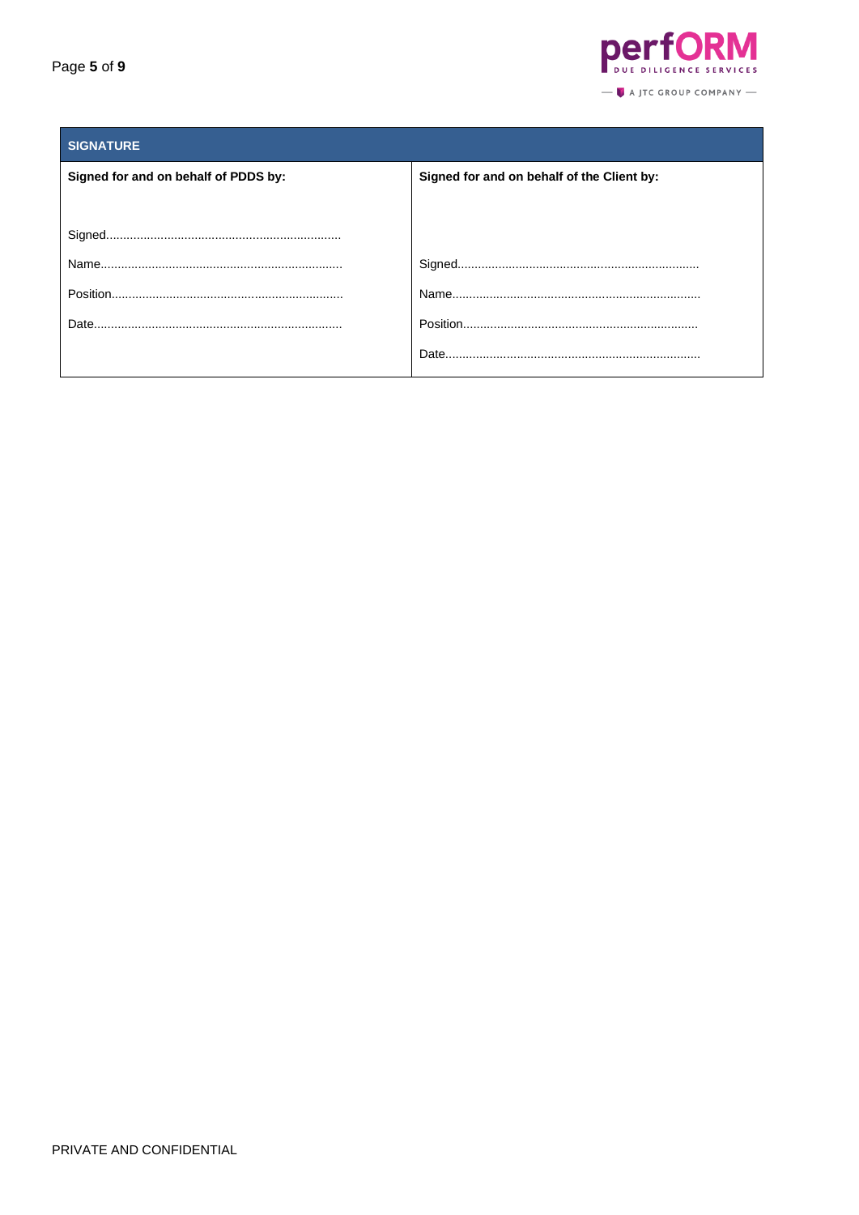| SIGNATURE | |
|---|---|
| **Signed for and on behalf of PDDS by:** | **Signed for and on behalf of the Client by:** |
| Signed..................................................................... | |
| Name....................................................................... | Signed...................................................................... |
| Position.................................................................... | Name........................................................................ |
| Date......................................................................... | Position.................................................................... |
| | Date.......................................................................... |

PRIVATE AND CONFIDENTIAL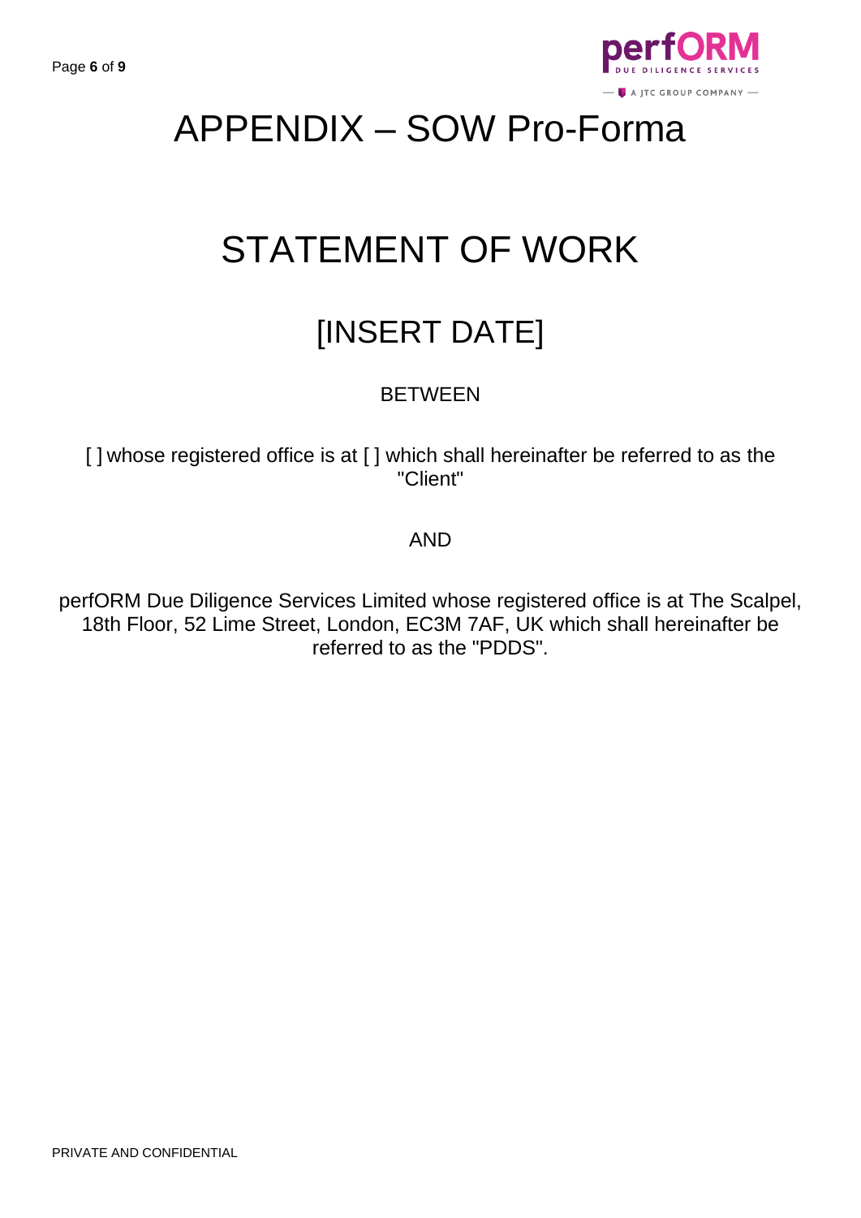# APPENDIX – SOW Pro-Forma

# STATEMENT OF WORK

## [INSERT DATE]

BETWEEN

[ ] whose registered office is at [ ] which shall hereinafter be referred to as the "Client"

AND

perfORM Due Diligence Services Limited whose registered office is at The Scalpel, 18th Floor, 52 Lime Street, London, EC3M 7AF, UK which shall hereinafter be referred to as the "PDDS".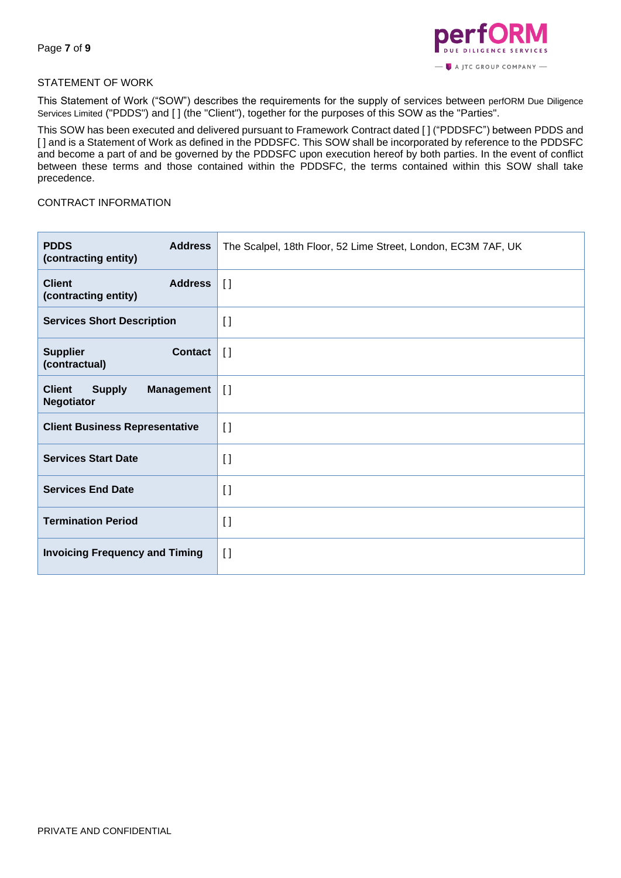## STATEMENT OF WORK

This Statement of Work ("SOW") describes the requirements for the supply of services between perfORM Due Diligence Services Limited ("PDDS") and [ ] (the "Client"), together for the purposes of this SOW as the "Parties".

This SOW has been executed and delivered pursuant to Framework Contract dated [ ] ("PDDSFC") between PDDS and [ ] and is a Statement of Work as defined in the PDDSFC. This SOW shall be incorporated by reference to the PDDSFC and become a part of and be governed by the PDDSFC upon execution hereof by both parties. In the event of conflict between these terms and those contained within the PDDSFC, the terms contained within this SOW shall take precedence.

## CONTRACT INFORMATION

| | |
|---|---|
| **PDDS Address (contracting entity)** | The Scalpel, 18th Floor, 52 Lime Street, London, EC3M 7AF, UK |
| **Client Address (contracting entity)** | [ ] |
| **Services Short Description** | [ ] |
| **Supplier Contact (contractual)** | [ ] |
| **Client Supply Management Negotiator** | [ ] |
| **Client Business Representative** | [ ] |
| **Services Start Date** | [ ] |
| **Services End Date** | [ ] |
| **Termination Period** | [ ] |
| **Invoicing Frequency and Timing** | [ ] |

PRIVATE AND CONFIDENTIAL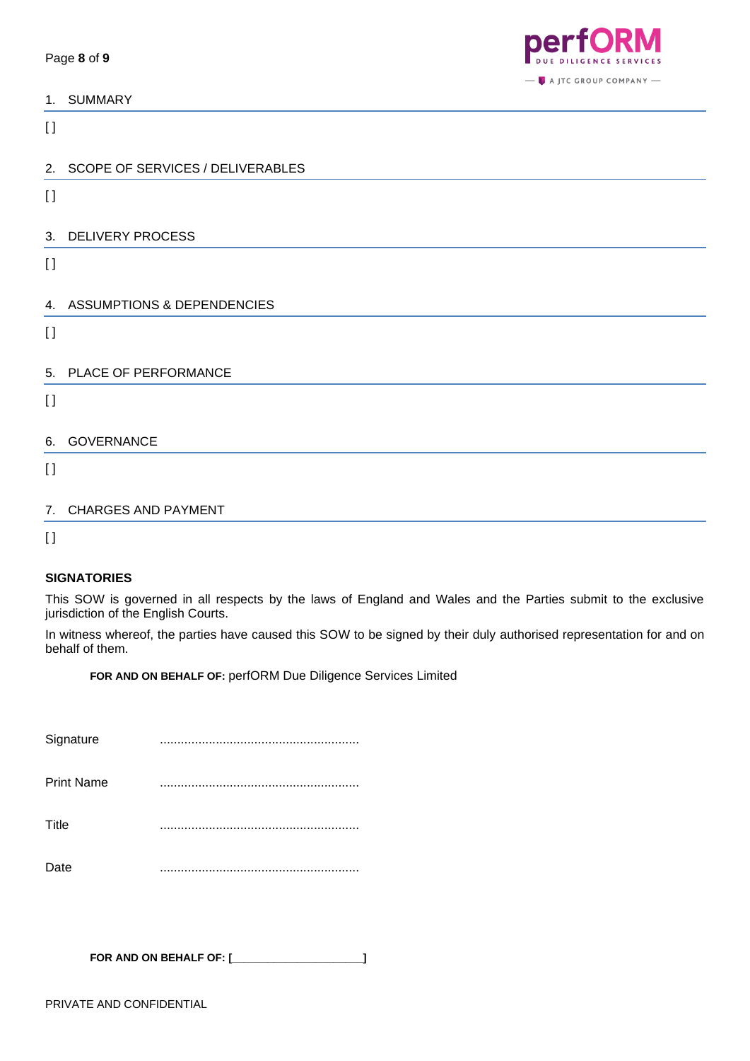## 1. SUMMARY

[ ]

## 2. SCOPE OF SERVICES / DELIVERABLES

[ ]

## 3. DELIVERY PROCESS

[ ]

## 4. ASSUMPTIONS & DEPENDENCIES

[ ]

## 5. PLACE OF PERFORMANCE

[ ]

## 6. GOVERNANCE

[ ]

## 7. CHARGES AND PAYMENT

[ ]

**SIGNATORIES**

This SOW is governed in all respects by the laws of England and Wales and the Parties submit to the exclusive jurisdiction of the English Courts.

In witness whereof, the parties have caused this SOW to be signed by their duly authorised representation for and on behalf of them.

**FOR AND ON BEHALF OF:** perfORM Due Diligence Services Limited

Signature .........................................................

Print Name .........................................................

Title .........................................................

Date .........................................................

**FOR AND ON BEHALF OF: [_____________________]**

PRIVATE AND CONFIDENTIAL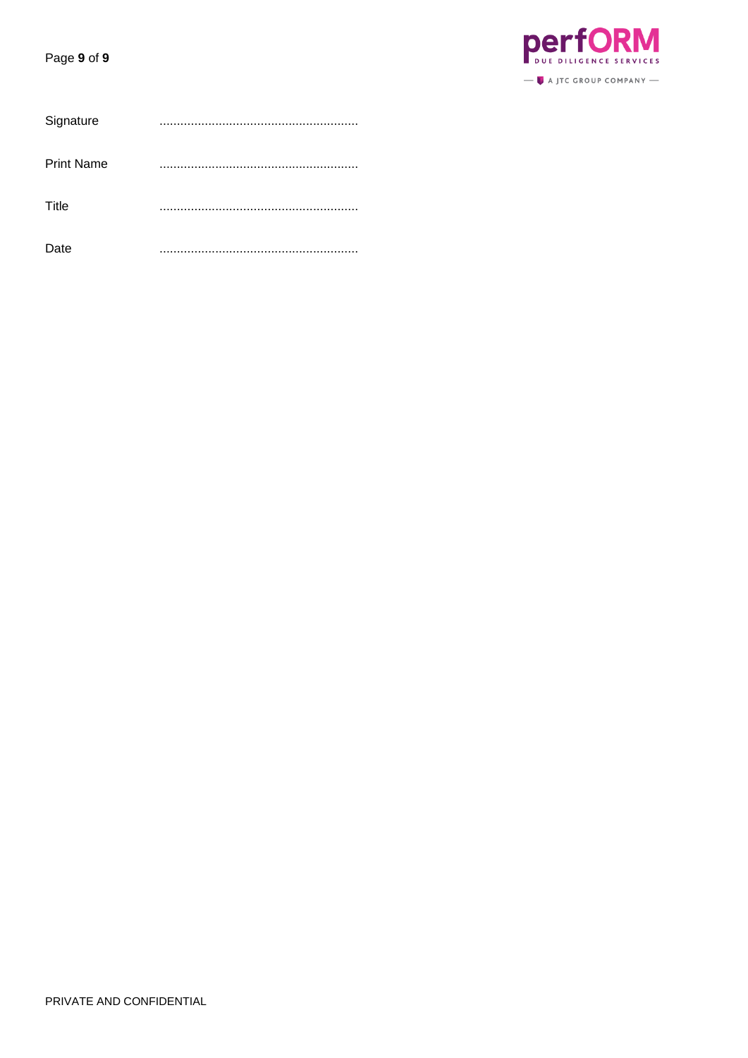Signature ........................................................

Print Name ........................................................

Title ........................................................

Date ........................................................

PRIVATE AND CONFIDENTIAL